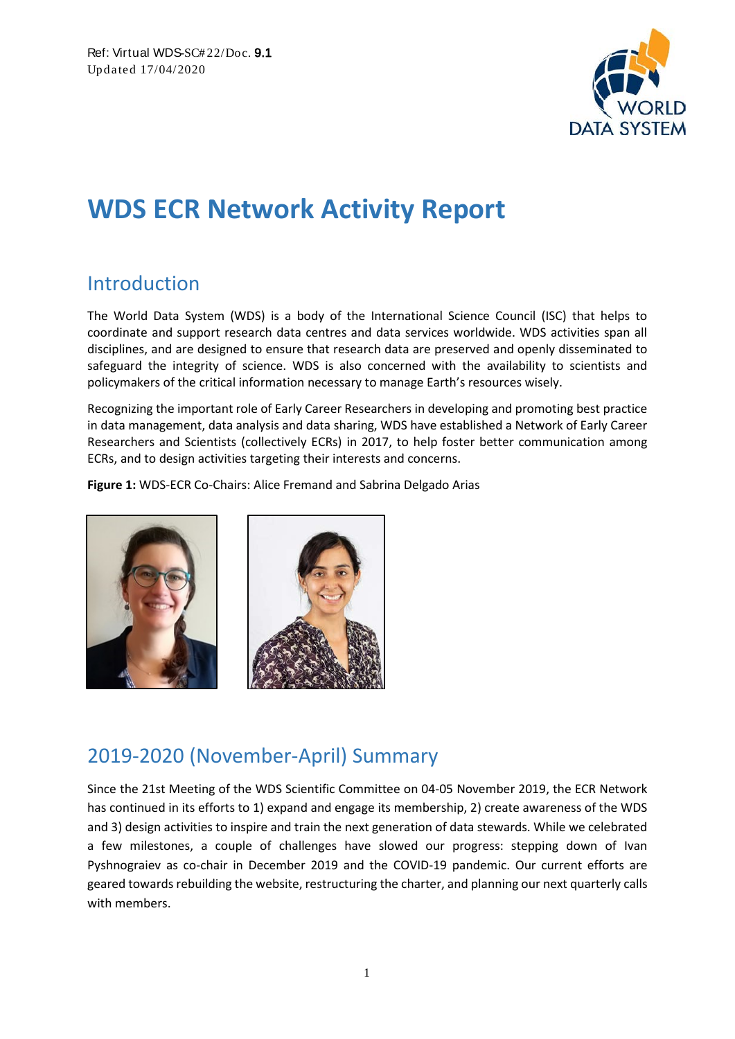Ref: Virtual WDS-SC#22/Doc. **9.1**
Updated 17/04/2020

# WDS ECR Network Activity Report

## Introduction

The World Data System (WDS) is a body of the International Science Council (ISC) that helps to coordinate and support research data centres and data services worldwide. WDS activities span all disciplines, and are designed to ensure that research data are preserved and openly disseminated to safeguard the integrity of science. WDS is also concerned with the availability to scientists and policymakers of the critical information necessary to manage Earth's resources wisely.

Recognizing the important role of Early Career Researchers in developing and promoting best practice in data management, data analysis and data sharing, WDS have established a Network of Early Career Researchers and Scientists (collectively ECRs) in 2017, to help foster better communication among ECRs, and to design activities targeting their interests and concerns.

**Figure 1:** WDS-ECR Co-Chairs: Alice Fremand and Sabrina Delgado Arias

## 2019-2020 (November-April) Summary

Since the 21st Meeting of the WDS Scientific Committee on 04-05 November 2019, the ECR Network has continued in its efforts to 1) expand and engage its membership, 2) create awareness of the WDS and 3) design activities to inspire and train the next generation of data stewards. While we celebrated a few milestones, a couple of challenges have slowed our progress: stepping down of Ivan Pyshnograiev as co-chair in December 2019 and the COVID-19 pandemic. Our current efforts are geared towards rebuilding the website, restructuring the charter, and planning our next quarterly calls with members.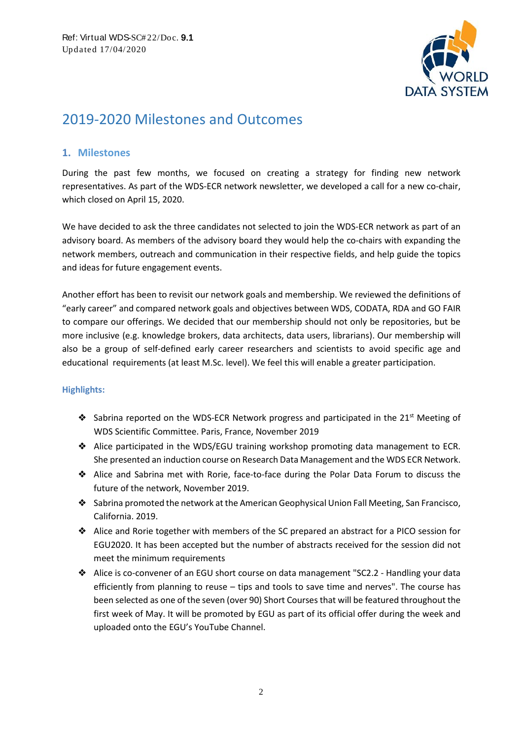Ref: Virtual WDS-SC#22/Doc. 9.1
Updated 17/04/2020

# 2019-2020 Milestones and Outcomes

## 1. Milestones

During the past few months, we focused on creating a strategy for finding new network representatives. As part of the WDS-ECR network newsletter, we developed a call for a new co-chair, which closed on April 15, 2020.

We have decided to ask the three candidates not selected to join the WDS-ECR network as part of an advisory board. As members of the advisory board they would help the co-chairs with expanding the network members, outreach and communication in their respective fields, and help guide the topics and ideas for future engagement events.

Another effort has been to revisit our network goals and membership. We reviewed the definitions of "early career" and compared network goals and objectives between WDS, CODATA, RDA and GO FAIR to compare our offerings. We decided that our membership should not only be repositories, but be more inclusive (e.g. knowledge brokers, data architects, data users, librarians). Our membership will also be a group of self-defined early career researchers and scientists to avoid specific age and educational requirements (at least M.Sc. level). We feel this will enable a greater participation.

### Highlights:

- Sabrina reported on the WDS-ECR Network progress and participated in the 21st Meeting of WDS Scientific Committee. Paris, France, November 2019
- Alice participated in the WDS/EGU training workshop promoting data management to ECR. She presented an induction course on Research Data Management and the WDS ECR Network.
- Alice and Sabrina met with Rorie, face-to-face during the Polar Data Forum to discuss the future of the network, November 2019.
- Sabrina promoted the network at the American Geophysical Union Fall Meeting, San Francisco, California. 2019.
- Alice and Rorie together with members of the SC prepared an abstract for a PICO session for EGU2020. It has been accepted but the number of abstracts received for the session did not meet the minimum requirements
- Alice is co-convener of an EGU short course on data management "SC2.2 - Handling your data efficiently from planning to reuse – tips and tools to save time and nerves". The course has been selected as one of the seven (over 90) Short Courses that will be featured throughout the first week of May. It will be promoted by EGU as part of its official offer during the week and uploaded onto the EGU's YouTube Channel.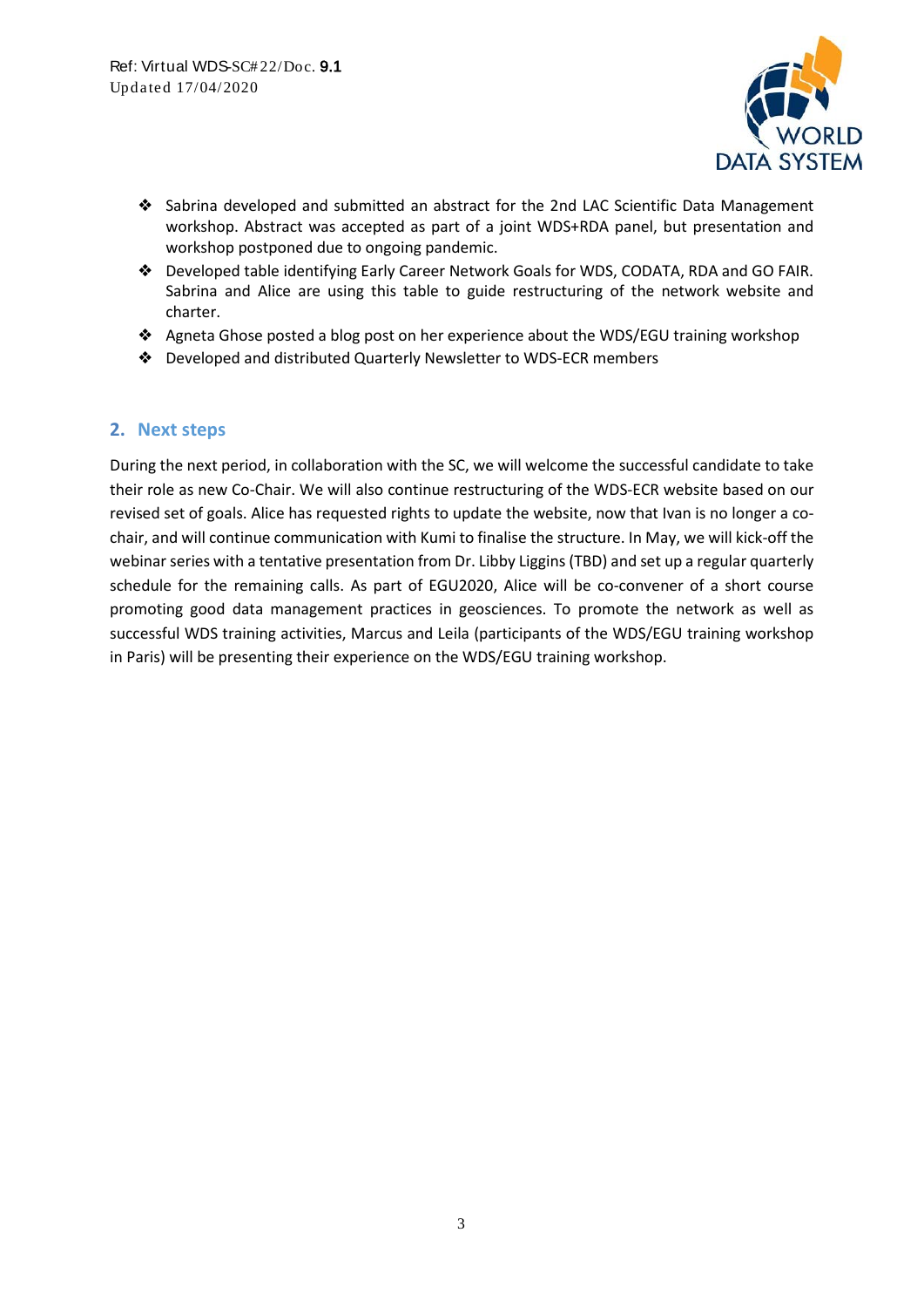- Sabrina developed and submitted an abstract for the 2nd LAC Scientific Data Management workshop. Abstract was accepted as part of a joint WDS+RDA panel, but presentation and workshop postponed due to ongoing pandemic.
- Developed table identifying Early Career Network Goals for WDS, CODATA, RDA and GO FAIR. Sabrina and Alice are using this table to guide restructuring of the network website and charter.
- Agneta Ghose posted a blog post on her experience about the WDS/EGU training workshop
- Developed and distributed Quarterly Newsletter to WDS-ECR members

## 2. Next steps

During the next period, in collaboration with the SC, we will welcome the successful candidate to take their role as new Co-Chair. We will also continue restructuring of the WDS-ECR website based on our revised set of goals. Alice has requested rights to update the website, now that Ivan is no longer a co-chair, and will continue communication with Kumi to finalise the structure. In May, we will kick-off the webinar series with a tentative presentation from Dr. Libby Liggins (TBD) and set up a regular quarterly schedule for the remaining calls. As part of EGU2020, Alice will be co-convener of a short course promoting good data management practices in geosciences. To promote the network as well as successful WDS training activities, Marcus and Leila (participants of the WDS/EGU training workshop in Paris) will be presenting their experience on the WDS/EGU training workshop.